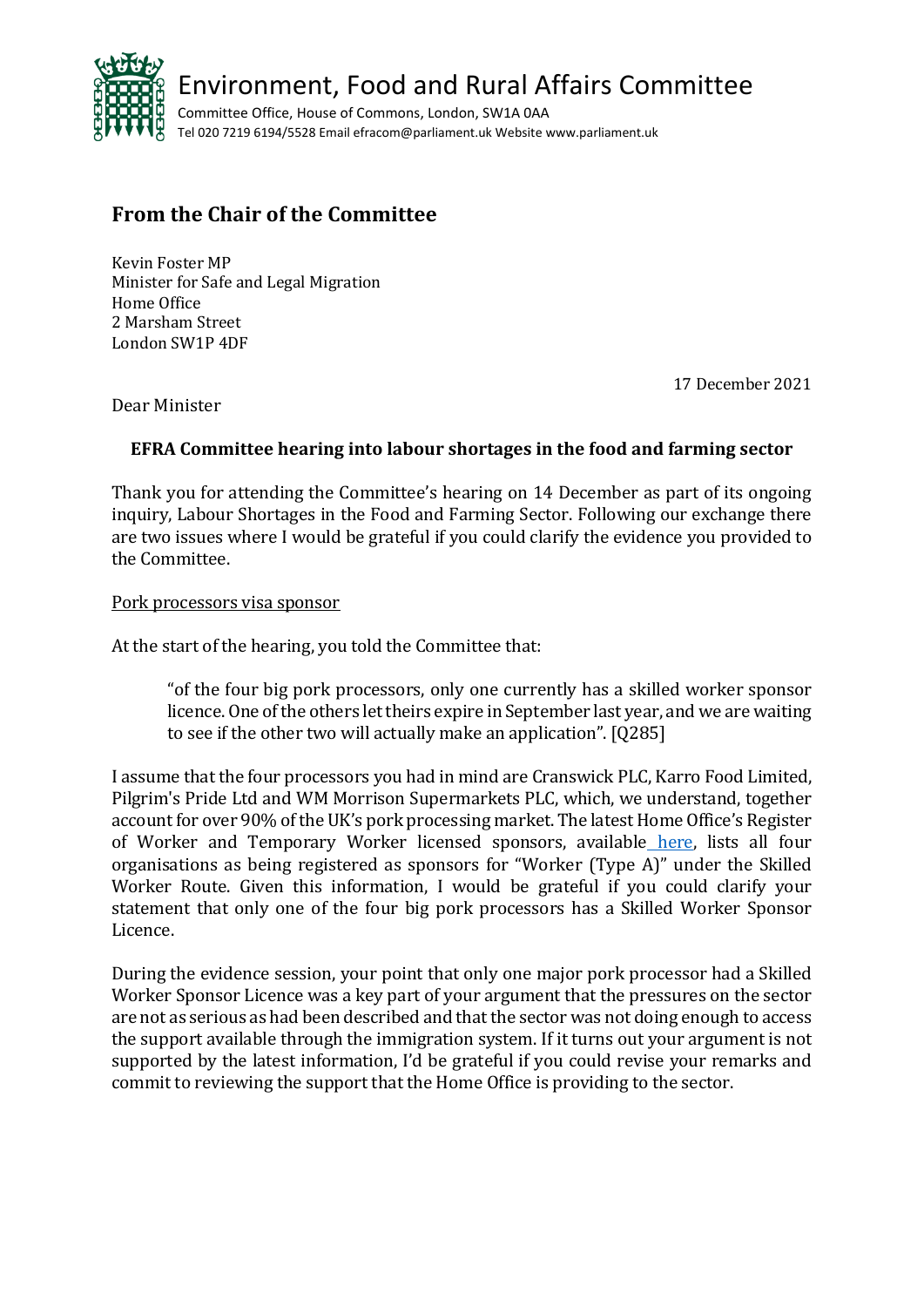# Environment, Food and Rural Affairs Committee

Committee Office, House of Commons, London, SW1A 0AA
Tel 020 7219 6194/5528 Email efracom@parliament.uk Website www.parliament.uk

## From the Chair of the Committee

Kevin Foster MP
Minister for Safe and Legal Migration
Home Office
2 Marsham Street
London SW1P 4DF

17 December 2021

Dear Minister

### EFRA Committee hearing into labour shortages in the food and farming sector

Thank you for attending the Committee's hearing on 14 December as part of its ongoing inquiry, Labour Shortages in the Food and Farming Sector. Following our exchange there are two issues where I would be grateful if you could clarify the evidence you provided to the Committee.

<u>Pork processors visa sponsor</u>

At the start of the hearing, you told the Committee that:

> "of the four big pork processors, only one currently has a skilled worker sponsor licence. One of the others let theirs expire in September last year, and we are waiting to see if the other two will actually make an application". [Q285]

I assume that the four processors you had in mind are Cranswick PLC, Karro Food Limited, Pilgrim's Pride Ltd and WM Morrison Supermarkets PLC, which, we understand, together account for over 90% of the UK's pork processing market. The latest Home Office's Register of Worker and Temporary Worker licensed sponsors, available [here](), lists all four organisations as being registered as sponsors for "Worker (Type A)" under the Skilled Worker Route. Given this information, I would be grateful if you could clarify your statement that only one of the four big pork processors has a Skilled Worker Sponsor Licence.

During the evidence session, your point that only one major pork processor had a Skilled Worker Sponsor Licence was a key part of your argument that the pressures on the sector are not as serious as had been described and that the sector was not doing enough to access the support available through the immigration system. If it turns out your argument is not supported by the latest information, I'd be grateful if you could revise your remarks and commit to reviewing the support that the Home Office is providing to the sector.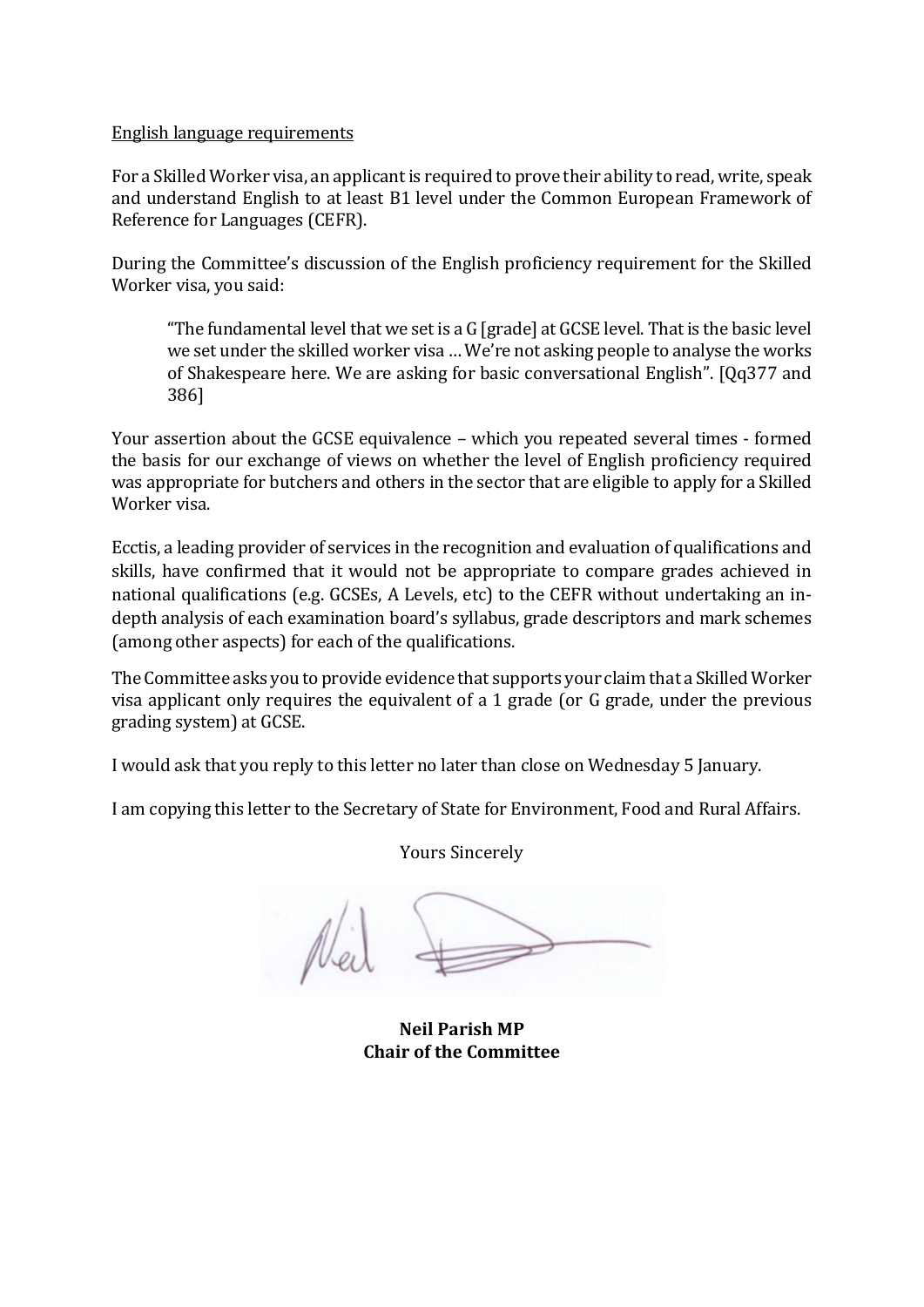<u>English language requirements</u>

For a Skilled Worker visa, an applicant is required to prove their ability to read, write, speak and understand English to at least B1 level under the Common European Framework of Reference for Languages (CEFR).

During the Committee's discussion of the English proficiency requirement for the Skilled Worker visa, you said:

> "The fundamental level that we set is a G [grade] at GCSE level. That is the basic level we set under the skilled worker visa … We're not asking people to analyse the works of Shakespeare here. We are asking for basic conversational English". [Qq377 and 386]

Your assertion about the GCSE equivalence – which you repeated several times - formed the basis for our exchange of views on whether the level of English proficiency required was appropriate for butchers and others in the sector that are eligible to apply for a Skilled Worker visa.

Ecctis, a leading provider of services in the recognition and evaluation of qualifications and skills, have confirmed that it would not be appropriate to compare grades achieved in national qualifications (e.g. GCSEs, A Levels, etc) to the CEFR without undertaking an in-depth analysis of each examination board's syllabus, grade descriptors and mark schemes (among other aspects) for each of the qualifications.

The Committee asks you to provide evidence that supports your claim that a Skilled Worker visa applicant only requires the equivalent of a 1 grade (or G grade, under the previous grading system) at GCSE.

I would ask that you reply to this letter no later than close on Wednesday 5 January.

I am copying this letter to the Secretary of State for Environment, Food and Rural Affairs.

Yours Sincerely

**Neil Parish MP**
**Chair of the Committee**